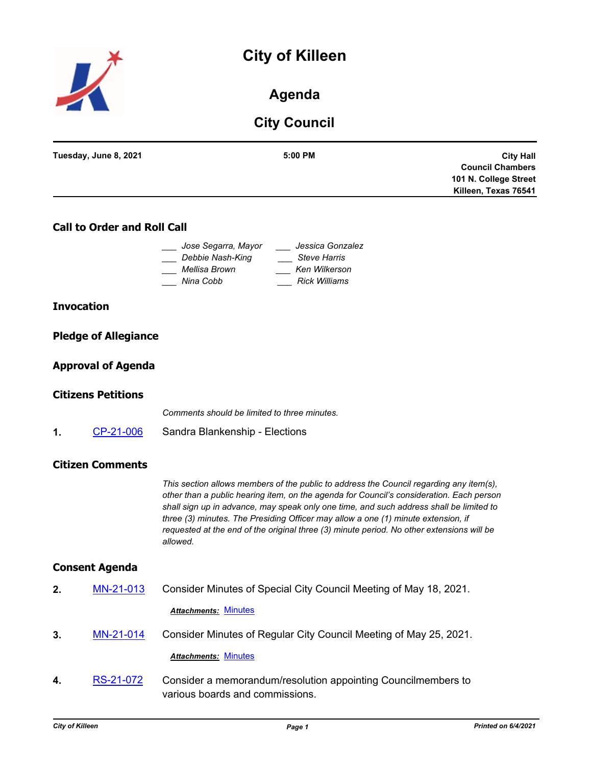# City of Killeen

## Agenda

## City Council

**Tuesday, June 8, 2021** | **5:00 PM** | **City Hall Council Chambers 101 N. College Street Killeen, Texas 76541**

### Call to Order and Roll Call

___ *Jose Segarra, Mayor*
___ *Debbie Nash-King*
___ *Mellisa Brown*
___ *Nina Cobb*
___ *Jessica Gonzalez*
___ *Steve Harris*
___ *Ken Wilkerson*
___ *Rick Williams*

### Invocation

### Pledge of Allegiance

### Approval of Agenda

### Citizens Petitions

*Comments should be limited to three minutes.*

**1.** CP-21-006 Sandra Blankenship - Elections

### Citizen Comments

*This section allows members of the public to address the Council regarding any item(s), other than a public hearing item, on the agenda for Council's consideration. Each person shall sign up in advance, may speak only one time, and such address shall be limited to three (3) minutes. The Presiding Officer may allow a one (1) minute extension, if requested at the end of the original three (3) minute period. No other extensions will be allowed.*

### Consent Agenda

**2.** MN-21-013 Consider Minutes of Special City Council Meeting of May 18, 2021.

***Attachments:*** Minutes

**3.** MN-21-014 Consider Minutes of Regular City Council Meeting of May 25, 2021.

***Attachments:*** Minutes

**4.** RS-21-072 Consider a memorandum/resolution appointing Councilmembers to various boards and commissions.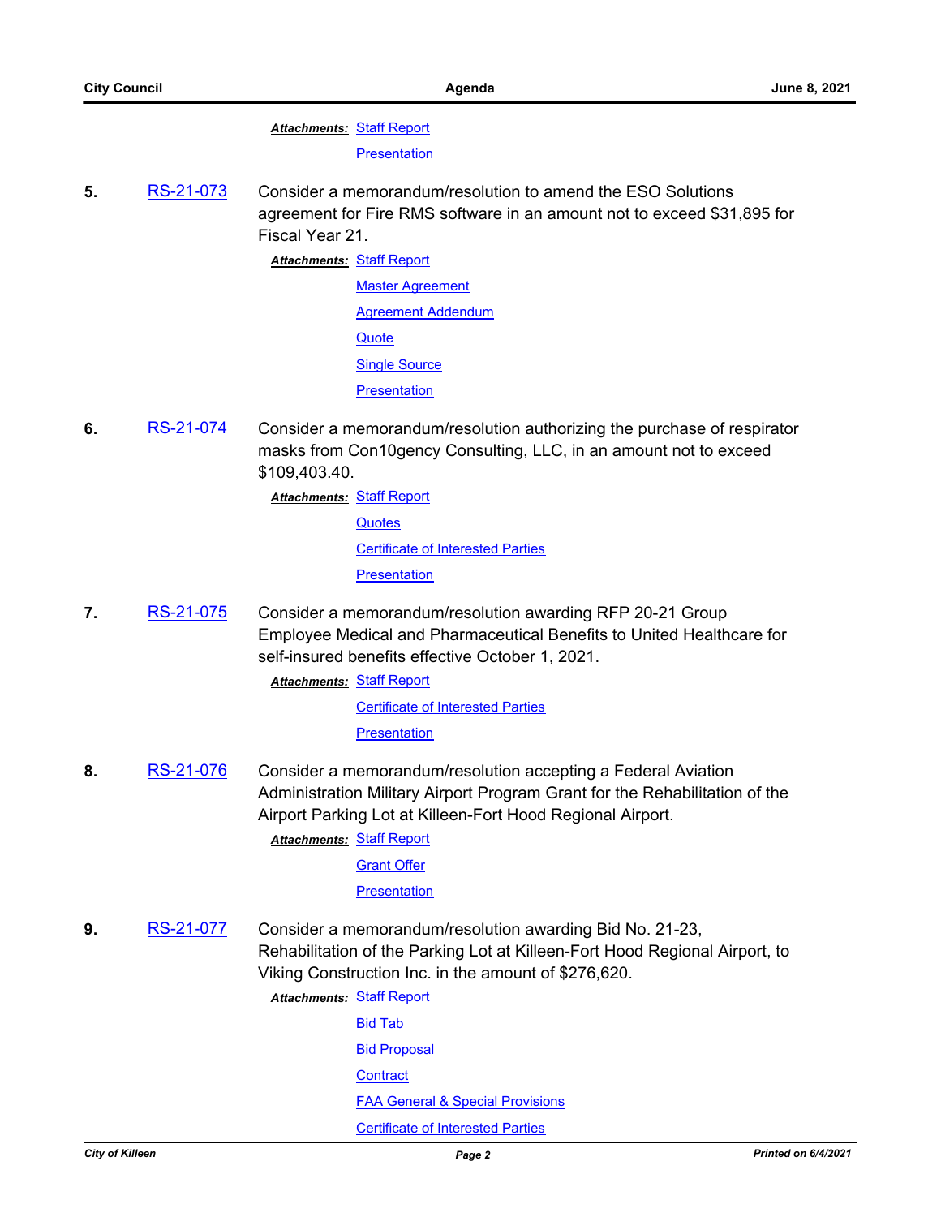***Attachments:*** Staff Report

Presentation

**5.** RS-21-073 Consider a memorandum/resolution to amend the ESO Solutions agreement for Fire RMS software in an amount not to exceed $31,895 for Fiscal Year 21.

***Attachments:*** Staff Report

Master Agreement

Agreement Addendum

Quote

Single Source

Presentation

**6.** RS-21-074 Consider a memorandum/resolution authorizing the purchase of respirator masks from Con10gency Consulting, LLC, in an amount not to exceed $109,403.40.

***Attachments:*** Staff Report

Quotes

Certificate of Interested Parties

Presentation

**7.** RS-21-075 Consider a memorandum/resolution awarding RFP 20-21 Group Employee Medical and Pharmaceutical Benefits to United Healthcare for self-insured benefits effective October 1, 2021.

***Attachments:*** Staff Report

Certificate of Interested Parties

Presentation

**8.** RS-21-076 Consider a memorandum/resolution accepting a Federal Aviation Administration Military Airport Program Grant for the Rehabilitation of the Airport Parking Lot at Killeen-Fort Hood Regional Airport.

***Attachments:*** Staff Report

Grant Offer

Presentation

**9.** RS-21-077 Consider a memorandum/resolution awarding Bid No. 21-23, Rehabilitation of the Parking Lot at Killeen-Fort Hood Regional Airport, to Viking Construction Inc. in the amount of $276,620.

***Attachments:*** Staff Report

Bid Tab

Bid Proposal

Contract

FAA General & Special Provisions

Certificate of Interested Parties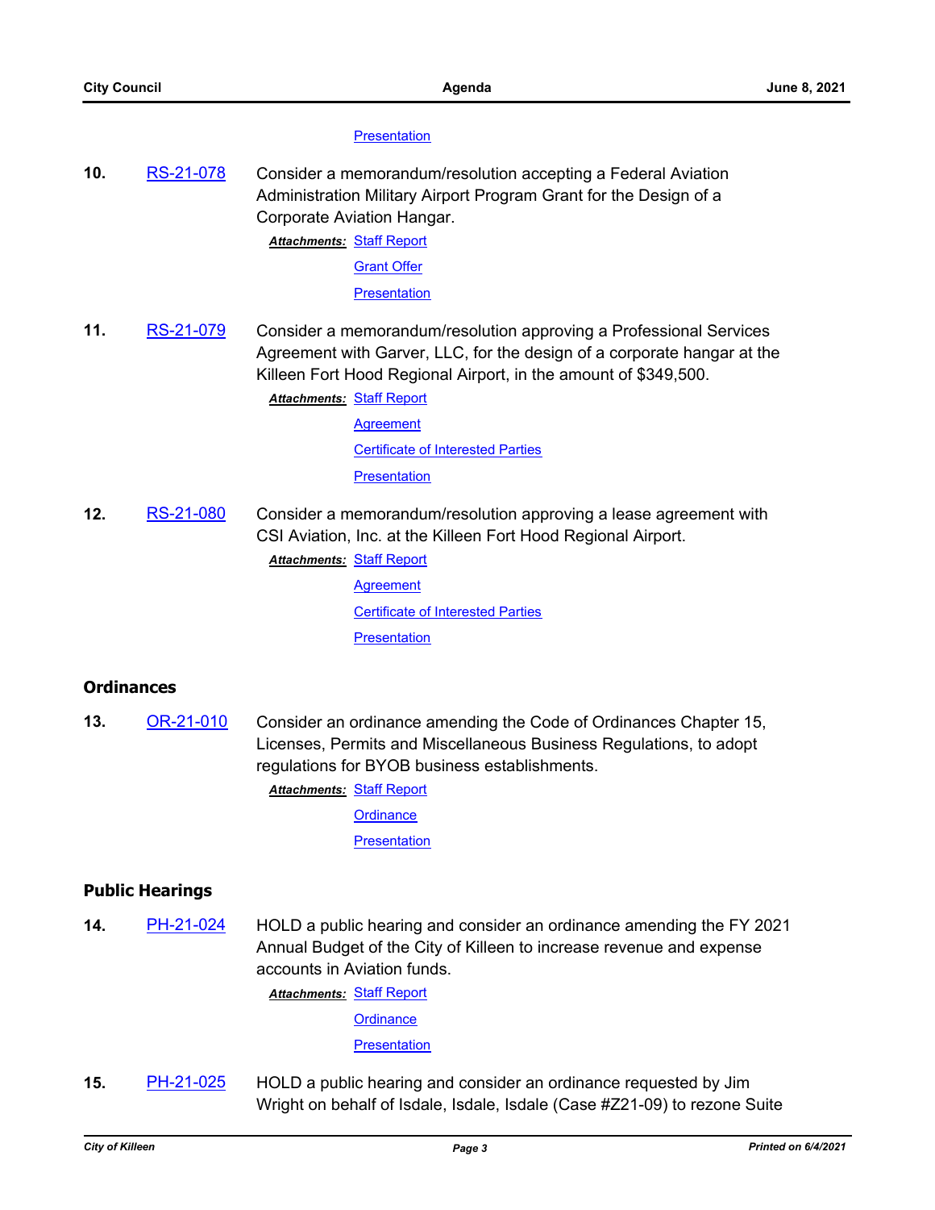Presentation

**10.** RS-21-078 Consider a memorandum/resolution accepting a Federal Aviation Administration Military Airport Program Grant for the Design of a Corporate Aviation Hangar.

***Attachments:*** Staff Report
Grant Offer
Presentation

**11.** RS-21-079 Consider a memorandum/resolution approving a Professional Services Agreement with Garver, LLC, for the design of a corporate hangar at the Killeen Fort Hood Regional Airport, in the amount of $349,500.

***Attachments:*** Staff Report
Agreement
Certificate of Interested Parties
Presentation

**12.** RS-21-080 Consider a memorandum/resolution approving a lease agreement with CSI Aviation, Inc. at the Killeen Fort Hood Regional Airport.

***Attachments:*** Staff Report
Agreement
Certificate of Interested Parties
Presentation

## Ordinances

**13.** OR-21-010 Consider an ordinance amending the Code of Ordinances Chapter 15, Licenses, Permits and Miscellaneous Business Regulations, to adopt regulations for BYOB business establishments.

***Attachments:*** Staff Report
Ordinance
Presentation

## Public Hearings

**14.** PH-21-024 HOLD a public hearing and consider an ordinance amending the FY 2021 Annual Budget of the City of Killeen to increase revenue and expense accounts in Aviation funds.

***Attachments:*** Staff Report
Ordinance
Presentation

**15.** PH-21-025 HOLD a public hearing and consider an ordinance requested by Jim Wright on behalf of Isdale, Isdale, Isdale (Case #Z21-09) to rezone Suite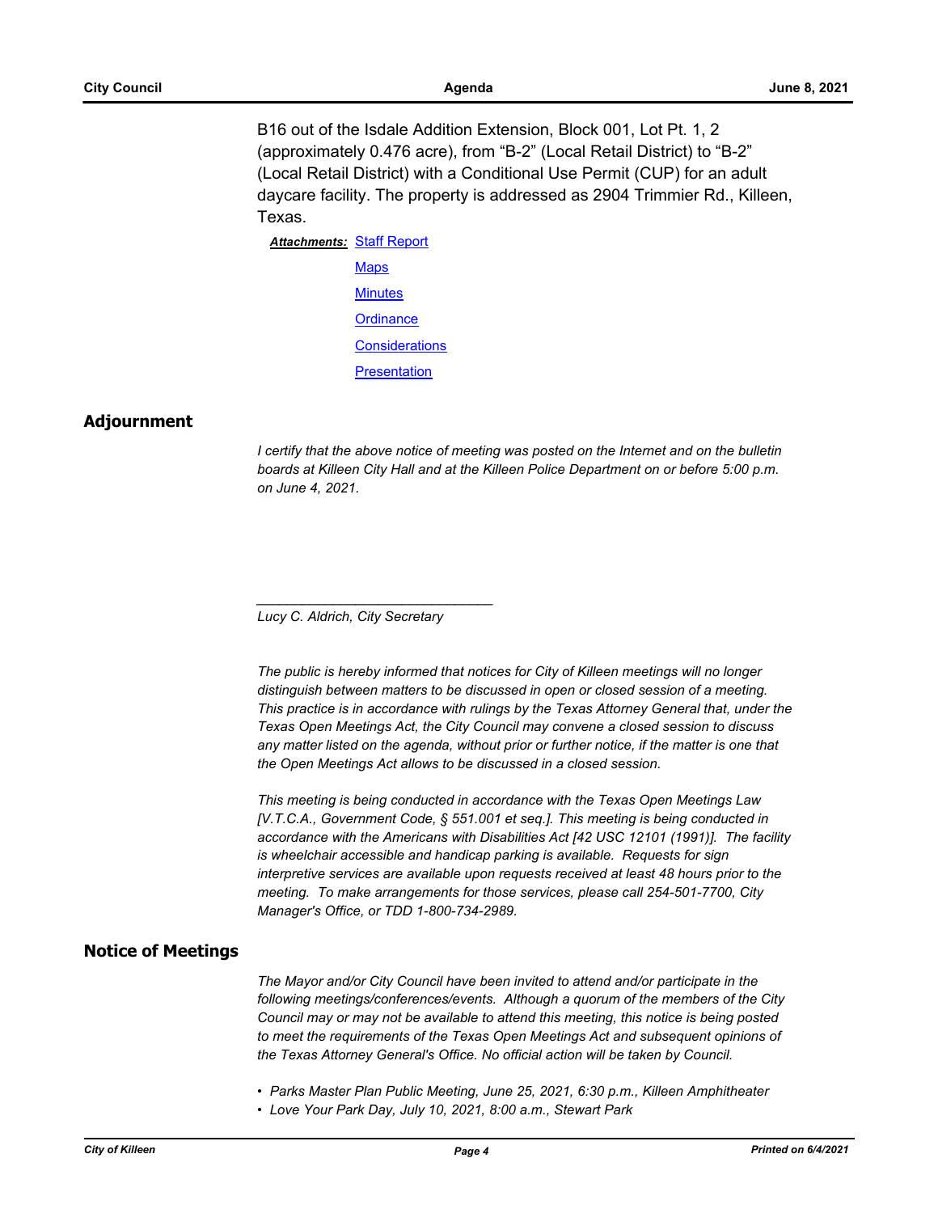B16 out of the Isdale Addition Extension, Block 001, Lot Pt. 1, 2 (approximately 0.476 acre), from "B-2" (Local Retail District) to "B-2" (Local Retail District) with a Conditional Use Permit (CUP) for an adult daycare facility. The property is addressed as 2904 Trimmier Rd., Killeen, Texas.

***Attachments:*** Staff Report

Maps

Minutes

Ordinance

Considerations

Presentation

## Adjournment

*I certify that the above notice of meeting was posted on the Internet and on the bulletin boards at Killeen City Hall and at the Killeen Police Department on or before 5:00 p.m. on June 4, 2021.*

_______________________________

*Lucy C. Aldrich, City Secretary*

*The public is hereby informed that notices for City of Killeen meetings will no longer distinguish between matters to be discussed in open or closed session of a meeting. This practice is in accordance with rulings by the Texas Attorney General that, under the Texas Open Meetings Act, the City Council may convene a closed session to discuss any matter listed on the agenda, without prior or further notice, if the matter is one that the Open Meetings Act allows to be discussed in a closed session.*

*This meeting is being conducted in accordance with the Texas Open Meetings Law [V.T.C.A., Government Code, § 551.001 et seq.]. This meeting is being conducted in accordance with the Americans with Disabilities Act [42 USC 12101 (1991)]. The facility is wheelchair accessible and handicap parking is available. Requests for sign interpretive services are available upon requests received at least 48 hours prior to the meeting. To make arrangements for those services, please call 254-501-7700, City Manager's Office, or TDD 1-800-734-2989.*

## Notice of Meetings

*The Mayor and/or City Council have been invited to attend and/or participate in the following meetings/conferences/events. Although a quorum of the members of the City Council may or may not be available to attend this meeting, this notice is being posted to meet the requirements of the Texas Open Meetings Act and subsequent opinions of the Texas Attorney General's Office. No official action will be taken by Council.*

- *Parks Master Plan Public Meeting, June 25, 2021, 6:30 p.m., Killeen Amphitheater*
- *Love Your Park Day, July 10, 2021, 8:00 a.m., Stewart Park*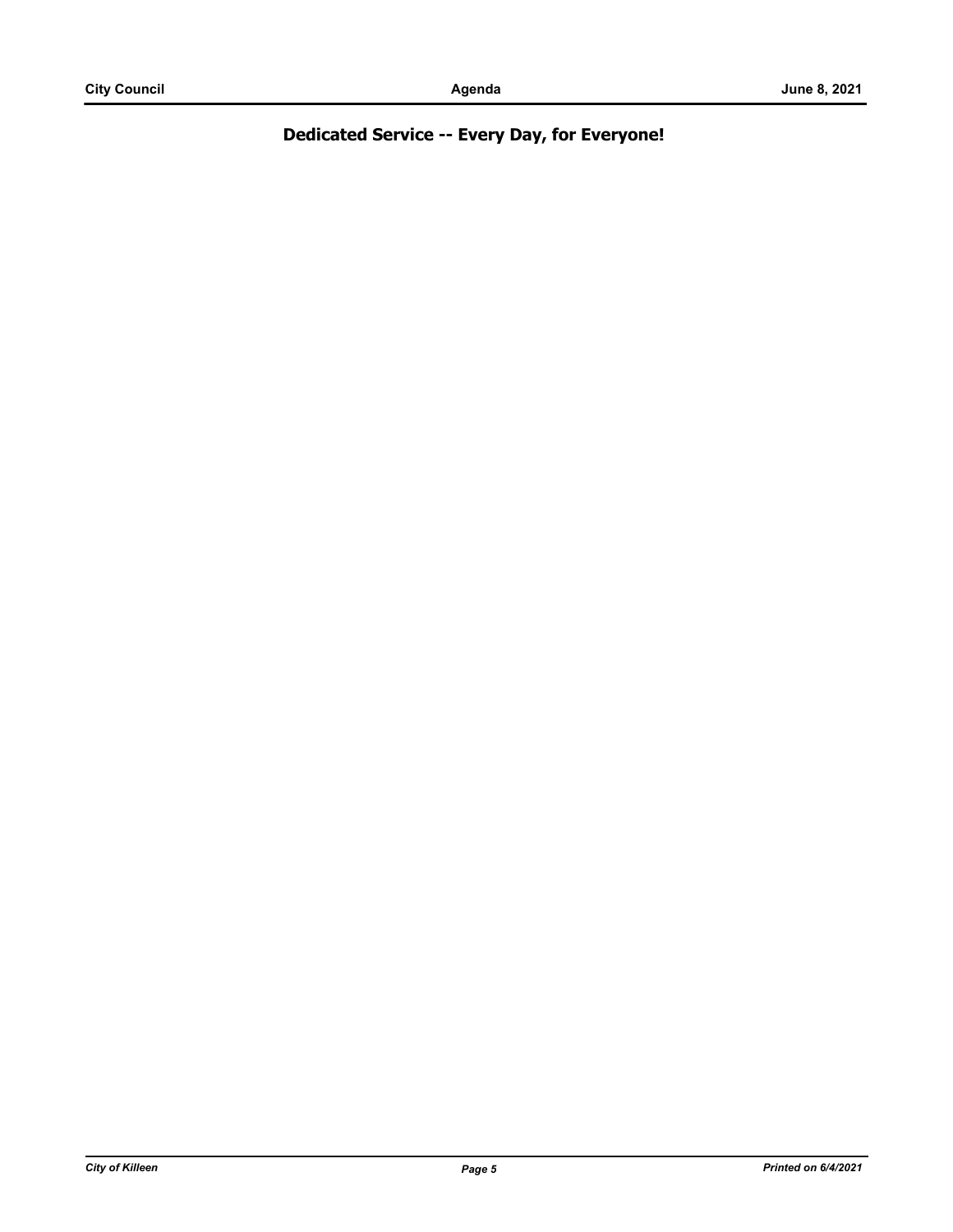**Dedicated Service -- Every Day, for Everyone!**